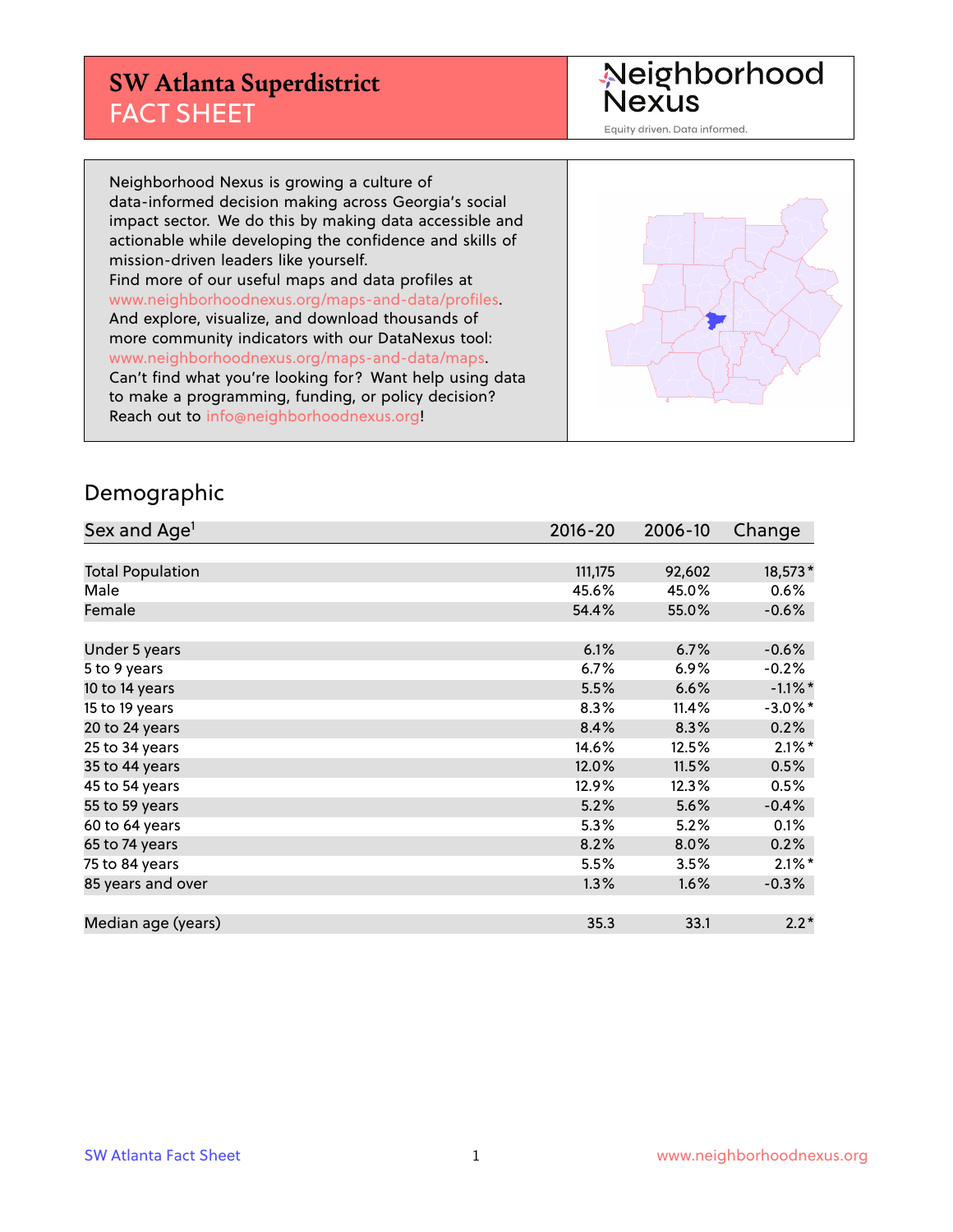# SW Atlanta Superdistrict
## FACT SHEET

Neighborhood Nexus

Equity driven. Data informed.

Neighborhood Nexus is growing a culture of data-informed decision making across Georgia's social impact sector. We do this by making data accessible and actionable while developing the confidence and skills of mission-driven leaders like yourself.
Find more of our useful maps and data profiles at www.neighborhoodnexus.org/maps-and-data/profiles.
And explore, visualize, and download thousands of more community indicators with our DataNexus tool: www.neighborhoodnexus.org/maps-and-data/maps.
Can't find what you're looking for? Want help using data to make a programming, funding, or policy decision?
Reach out to info@neighborhoodnexus.org!

## Demographic

| Sex and Age[1] | 2016-20 | 2006-10 | Change |
|---|---|---|---|
| Total Population | 111,175 | 92,602 | 18,573* |
| Male | 45.6% | 45.0% | 0.6% |
| Female | 54.4% | 55.0% | -0.6% |
| | | | |
| Under 5 years | 6.1% | 6.7% | -0.6% |
| 5 to 9 years | 6.7% | 6.9% | -0.2% |
| 10 to 14 years | 5.5% | 6.6% | -1.1%* |
| 15 to 19 years | 8.3% | 11.4% | -3.0%* |
| 20 to 24 years | 8.4% | 8.3% | 0.2% |
| 25 to 34 years | 14.6% | 12.5% | 2.1%* |
| 35 to 44 years | 12.0% | 11.5% | 0.5% |
| 45 to 54 years | 12.9% | 12.3% | 0.5% |
| 55 to 59 years | 5.2% | 5.6% | -0.4% |
| 60 to 64 years | 5.3% | 5.2% | 0.1% |
| 65 to 74 years | 8.2% | 8.0% | 0.2% |
| 75 to 84 years | 5.5% | 3.5% | 2.1%* |
| 85 years and over | 1.3% | 1.6% | -0.3% |
| | | | |
| Median age (years) | 35.3 | 33.1 | 2.2* |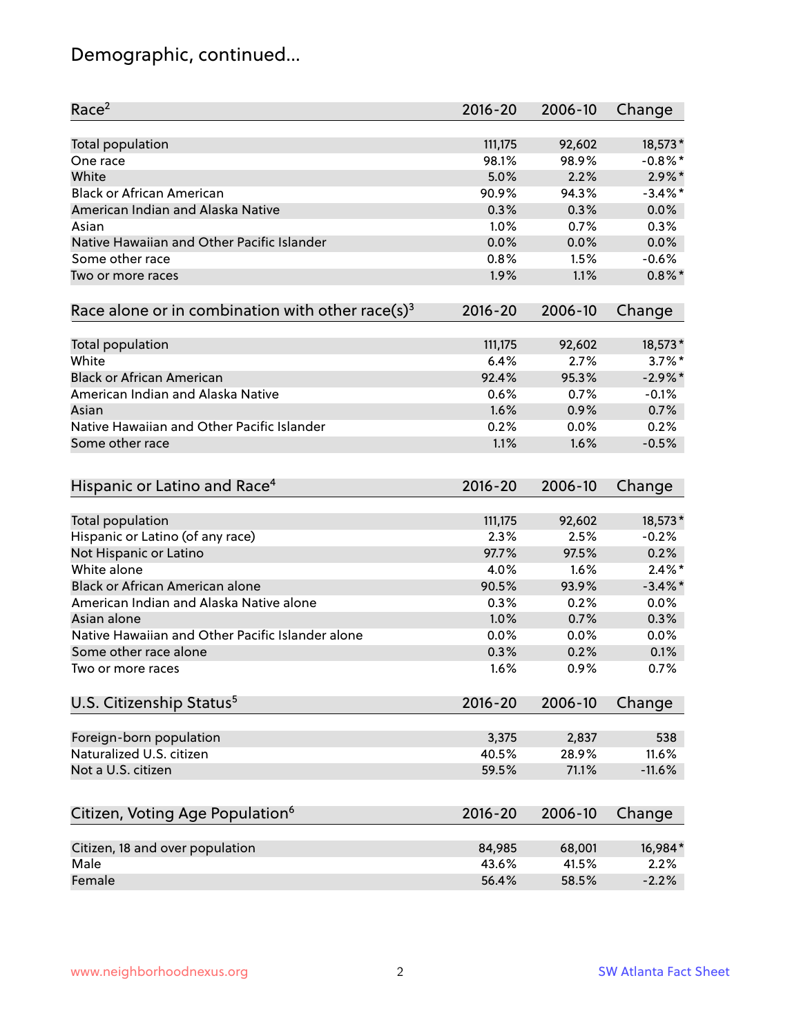# Demographic, continued...

| Race[2] | 2016-20 | 2006-10 | Change |
|---|---|---|---|
| Total population | 111,175 | 92,602 | 18,573* |
| One race | 98.1% | 98.9% | -0.8%* |
| White | 5.0% | 2.2% | 2.9%* |
| Black or African American | 90.9% | 94.3% | -3.4%* |
| American Indian and Alaska Native | 0.3% | 0.3% | 0.0% |
| Asian | 1.0% | 0.7% | 0.3% |
| Native Hawaiian and Other Pacific Islander | 0.0% | 0.0% | 0.0% |
| Some other race | 0.8% | 1.5% | -0.6% |
| Two or more races | 1.9% | 1.1% | 0.8%* |

| Race alone or in combination with other race(s)[3] | 2016-20 | 2006-10 | Change |
|---|---|---|---|
| Total population | 111,175 | 92,602 | 18,573* |
| White | 6.4% | 2.7% | 3.7%* |
| Black or African American | 92.4% | 95.3% | -2.9%* |
| American Indian and Alaska Native | 0.6% | 0.7% | -0.1% |
| Asian | 1.6% | 0.9% | 0.7% |
| Native Hawaiian and Other Pacific Islander | 0.2% | 0.0% | 0.2% |
| Some other race | 1.1% | 1.6% | -0.5% |

| Hispanic or Latino and Race[4] | 2016-20 | 2006-10 | Change |
|---|---|---|---|
| Total population | 111,175 | 92,602 | 18,573* |
| Hispanic or Latino (of any race) | 2.3% | 2.5% | -0.2% |
| Not Hispanic or Latino | 97.7% | 97.5% | 0.2% |
| White alone | 4.0% | 1.6% | 2.4%* |
| Black or African American alone | 90.5% | 93.9% | -3.4%* |
| American Indian and Alaska Native alone | 0.3% | 0.2% | 0.0% |
| Asian alone | 1.0% | 0.7% | 0.3% |
| Native Hawaiian and Other Pacific Islander alone | 0.0% | 0.0% | 0.0% |
| Some other race alone | 0.3% | 0.2% | 0.1% |
| Two or more races | 1.6% | 0.9% | 0.7% |

| U.S. Citizenship Status[5] | 2016-20 | 2006-10 | Change |
|---|---|---|---|
| Foreign-born population | 3,375 | 2,837 | 538 |
| Naturalized U.S. citizen | 40.5% | 28.9% | 11.6% |
| Not a U.S. citizen | 59.5% | 71.1% | -11.6% |

| Citizen, Voting Age Population[6] | 2016-20 | 2006-10 | Change |
|---|---|---|---|
| Citizen, 18 and over population | 84,985 | 68,001 | 16,984* |
| Male | 43.6% | 41.5% | 2.2% |
| Female | 56.4% | 58.5% | -2.2% |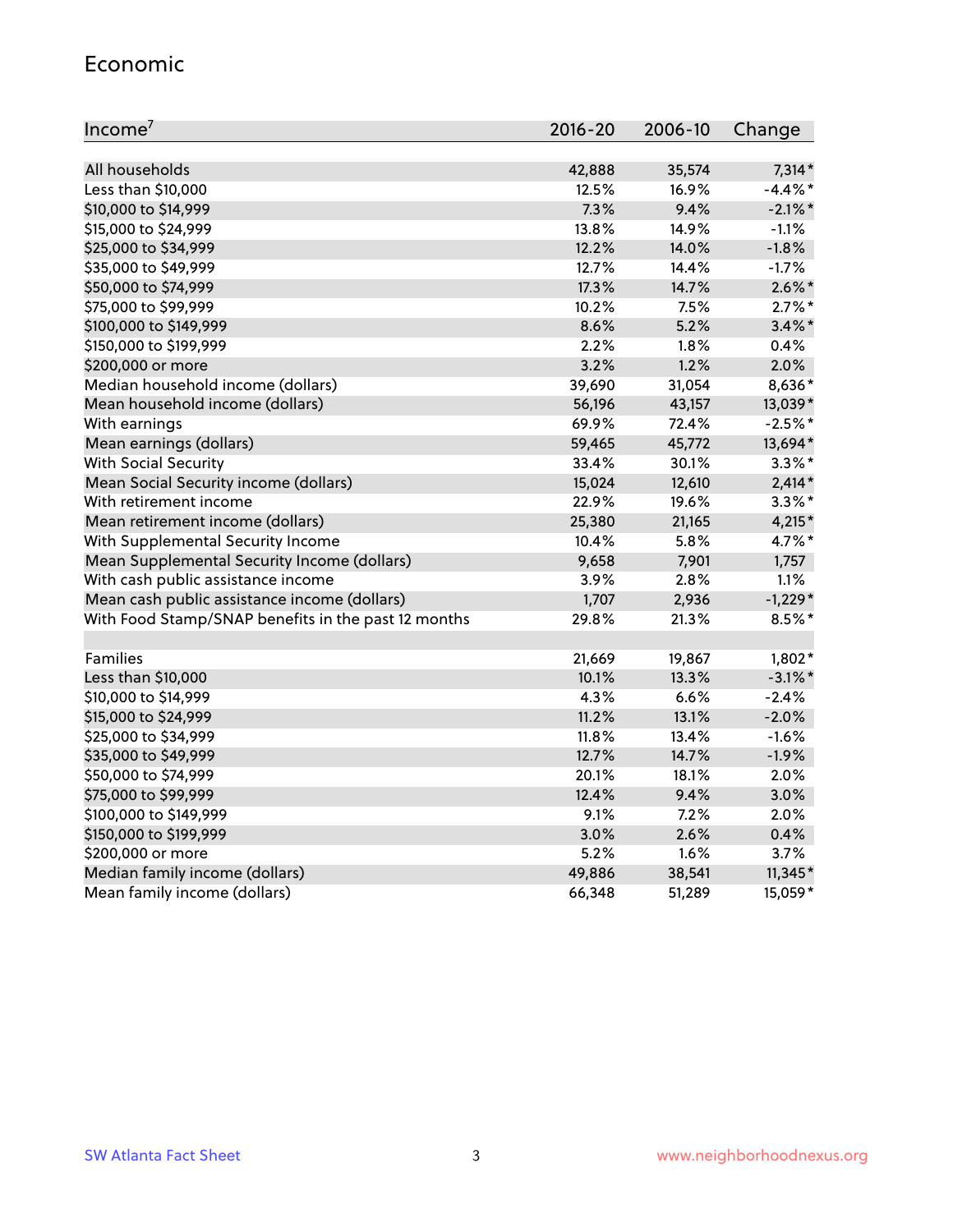## Economic

| Income[7] | 2016-20 | 2006-10 | Change |
|---|---|---|---|
| All households | 42,888 | 35,574 | 7,314* |
| Less than $10,000 | 12.5% | 16.9% | -4.4%* |
| $10,000 to $14,999 | 7.3% | 9.4% | -2.1%* |
| $15,000 to $24,999 | 13.8% | 14.9% | -1.1% |
| $25,000 to $34,999 | 12.2% | 14.0% | -1.8% |
| $35,000 to $49,999 | 12.7% | 14.4% | -1.7% |
| $50,000 to $74,999 | 17.3% | 14.7% | 2.6%* |
| $75,000 to $99,999 | 10.2% | 7.5% | 2.7%* |
| $100,000 to $149,999 | 8.6% | 5.2% | 3.4%* |
| $150,000 to $199,999 | 2.2% | 1.8% | 0.4% |
| $200,000 or more | 3.2% | 1.2% | 2.0% |
| Median household income (dollars) | 39,690 | 31,054 | 8,636* |
| Mean household income (dollars) | 56,196 | 43,157 | 13,039* |
| With earnings | 69.9% | 72.4% | -2.5%* |
| Mean earnings (dollars) | 59,465 | 45,772 | 13,694* |
| With Social Security | 33.4% | 30.1% | 3.3%* |
| Mean Social Security income (dollars) | 15,024 | 12,610 | 2,414* |
| With retirement income | 22.9% | 19.6% | 3.3%* |
| Mean retirement income (dollars) | 25,380 | 21,165 | 4,215* |
| With Supplemental Security Income | 10.4% | 5.8% | 4.7%* |
| Mean Supplemental Security Income (dollars) | 9,658 | 7,901 | 1,757 |
| With cash public assistance income | 3.9% | 2.8% | 1.1% |
| Mean cash public assistance income (dollars) | 1,707 | 2,936 | -1,229* |
| With Food Stamp/SNAP benefits in the past 12 months | 29.8% | 21.3% | 8.5%* |
| | | | |
| Families | 21,669 | 19,867 | 1,802* |
| Less than $10,000 | 10.1% | 13.3% | -3.1%* |
| $10,000 to $14,999 | 4.3% | 6.6% | -2.4% |
| $15,000 to $24,999 | 11.2% | 13.1% | -2.0% |
| $25,000 to $34,999 | 11.8% | 13.4% | -1.6% |
| $35,000 to $49,999 | 12.7% | 14.7% | -1.9% |
| $50,000 to $74,999 | 20.1% | 18.1% | 2.0% |
| $75,000 to $99,999 | 12.4% | 9.4% | 3.0% |
| $100,000 to $149,999 | 9.1% | 7.2% | 2.0% |
| $150,000 to $199,999 | 3.0% | 2.6% | 0.4% |
| $200,000 or more | 5.2% | 1.6% | 3.7% |
| Median family income (dollars) | 49,886 | 38,541 | 11,345* |
| Mean family income (dollars) | 66,348 | 51,289 | 15,059* |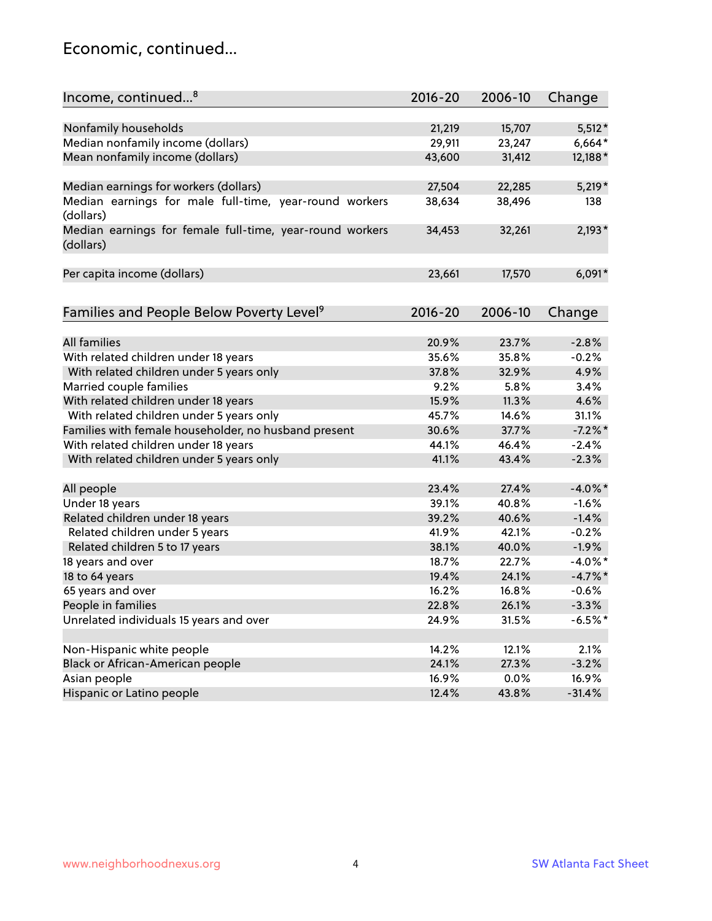## Economic, continued...

| Income, continued...[8] | 2016-20 | 2006-10 | Change |
|---|---|---|---|
| Nonfamily households | 21,219 | 15,707 | 5,512* |
| Median nonfamily income (dollars) | 29,911 | 23,247 | 6,664* |
| Mean nonfamily income (dollars) | 43,600 | 31,412 | 12,188* |
| Median earnings for workers (dollars) | 27,504 | 22,285 | 5,219* |
| Median earnings for male full-time, year-round workers (dollars) | 38,634 | 38,496 | 138 |
| Median earnings for female full-time, year-round workers (dollars) | 34,453 | 32,261 | 2,193* |
| Per capita income (dollars) | 23,661 | 17,570 | 6,091* |

| Families and People Below Poverty Level[9] | 2016-20 | 2006-10 | Change |
|---|---|---|---|
| All families | 20.9% | 23.7% | -2.8% |
| With related children under 18 years | 35.6% | 35.8% | -0.2% |
| With related children under 5 years only | 37.8% | 32.9% | 4.9% |
| Married couple families | 9.2% | 5.8% | 3.4% |
| With related children under 18 years | 15.9% | 11.3% | 4.6% |
| With related children under 5 years only | 45.7% | 14.6% | 31.1% |
| Families with female householder, no husband present | 30.6% | 37.7% | -7.2%* |
| With related children under 18 years | 44.1% | 46.4% | -2.4% |
| With related children under 5 years only | 41.1% | 43.4% | -2.3% |
| All people | 23.4% | 27.4% | -4.0%* |
| Under 18 years | 39.1% | 40.8% | -1.6% |
| Related children under 18 years | 39.2% | 40.6% | -1.4% |
| Related children under 5 years | 41.9% | 42.1% | -0.2% |
| Related children 5 to 17 years | 38.1% | 40.0% | -1.9% |
| 18 years and over | 18.7% | 22.7% | -4.0%* |
| 18 to 64 years | 19.4% | 24.1% | -4.7%* |
| 65 years and over | 16.2% | 16.8% | -0.6% |
| People in families | 22.8% | 26.1% | -3.3% |
| Unrelated individuals 15 years and over | 24.9% | 31.5% | -6.5%* |
| Non-Hispanic white people | 14.2% | 12.1% | 2.1% |
| Black or African-American people | 24.1% | 27.3% | -3.2% |
| Asian people | 16.9% | 0.0% | 16.9% |
| Hispanic or Latino people | 12.4% | 43.8% | -31.4% |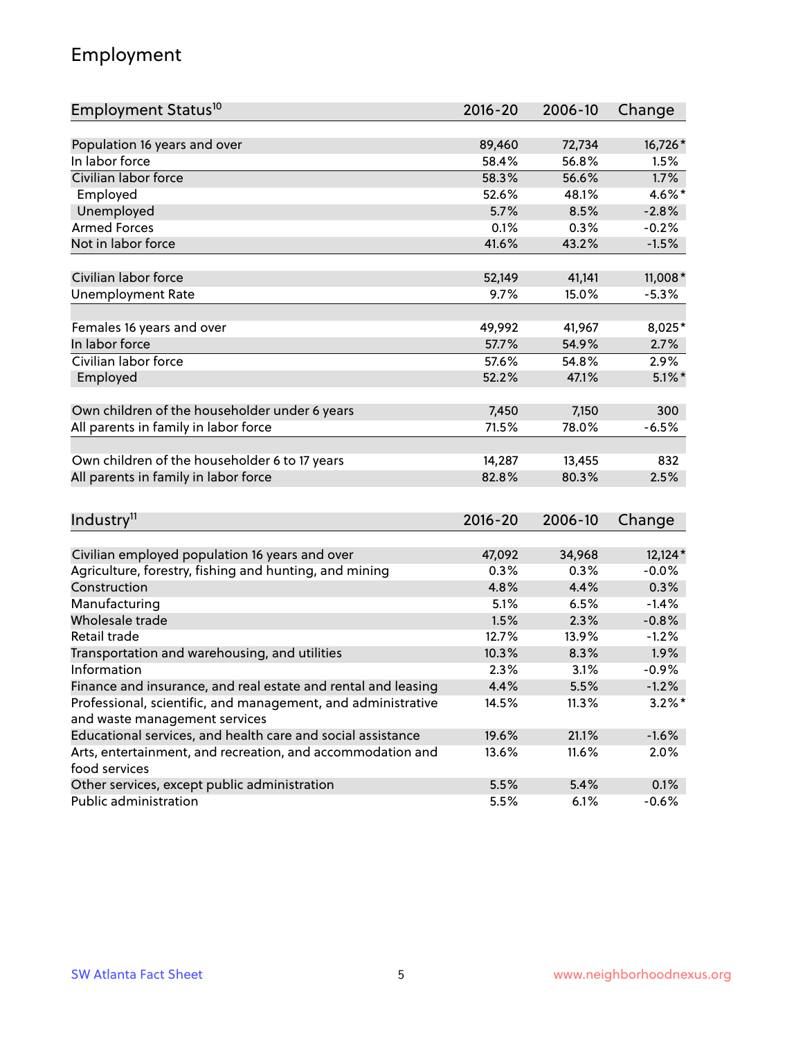## Employment

| Employment Status[10] | 2016-20 | 2006-10 | Change |
|---|---|---|---|
| Population 16 years and over | 89,460 | 72,734 | 16,726* |
| In labor force | 58.4% | 56.8% | 1.5% |
| Civilian labor force | 58.3% | 56.6% | 1.7% |
| Employed | 52.6% | 48.1% | 4.6%* |
| Unemployed | 5.7% | 8.5% | -2.8% |
| Armed Forces | 0.1% | 0.3% | -0.2% |
| Not in labor force | 41.6% | 43.2% | -1.5% |
| | | | |
| Civilian labor force | 52,149 | 41,141 | 11,008* |
| Unemployment Rate | 9.7% | 15.0% | -5.3% |
| | | | |
| Females 16 years and over | 49,992 | 41,967 | 8,025* |
| In labor force | 57.7% | 54.9% | 2.7% |
| Civilian labor force | 57.6% | 54.8% | 2.9% |
| Employed | 52.2% | 47.1% | 5.1%* |
| | | | |
| Own children of the householder under 6 years | 7,450 | 7,150 | 300 |
| All parents in family in labor force | 71.5% | 78.0% | -6.5% |
| | | | |
| Own children of the householder 6 to 17 years | 14,287 | 13,455 | 832 |
| All parents in family in labor force | 82.8% | 80.3% | 2.5% |

| Industry[11] | 2016-20 | 2006-10 | Change |
|---|---|---|---|
| Civilian employed population 16 years and over | 47,092 | 34,968 | 12,124* |
| Agriculture, forestry, fishing and hunting, and mining | 0.3% | 0.3% | -0.0% |
| Construction | 4.8% | 4.4% | 0.3% |
| Manufacturing | 5.1% | 6.5% | -1.4% |
| Wholesale trade | 1.5% | 2.3% | -0.8% |
| Retail trade | 12.7% | 13.9% | -1.2% |
| Transportation and warehousing, and utilities | 10.3% | 8.3% | 1.9% |
| Information | 2.3% | 3.1% | -0.9% |
| Finance and insurance, and real estate and rental and leasing | 4.4% | 5.5% | -1.2% |
| Professional, scientific, and management, and administrative and waste management services | 14.5% | 11.3% | 3.2%* |
| Educational services, and health care and social assistance | 19.6% | 21.1% | -1.6% |
| Arts, entertainment, and recreation, and accommodation and food services | 13.6% | 11.6% | 2.0% |
| Other services, except public administration | 5.5% | 5.4% | 0.1% |
| Public administration | 5.5% | 6.1% | -0.6% |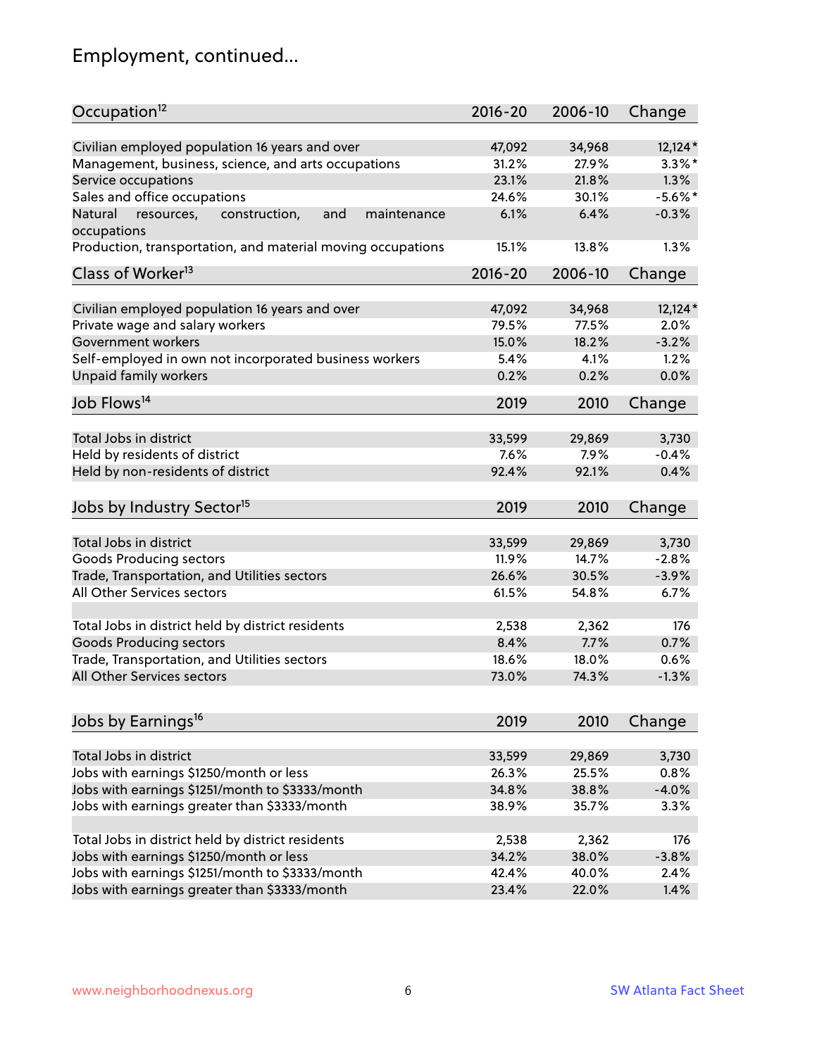# Employment, continued...

| Occupation[12] | 2016-20 | 2006-10 | Change |
|---|---|---|---|
| Civilian employed population 16 years and over | 47,092 | 34,968 | 12,124* |
| Management, business, science, and arts occupations | 31.2% | 27.9% | 3.3%* |
| Service occupations | 23.1% | 21.8% | 1.3% |
| Sales and office occupations | 24.6% | 30.1% | -5.6%* |
| Natural resources, construction, and maintenance occupations | 6.1% | 6.4% | -0.3% |
| Production, transportation, and material moving occupations | 15.1% | 13.8% | 1.3% |

| Class of Worker[13] | 2016-20 | 2006-10 | Change |
|---|---|---|---|
| Civilian employed population 16 years and over | 47,092 | 34,968 | 12,124* |
| Private wage and salary workers | 79.5% | 77.5% | 2.0% |
| Government workers | 15.0% | 18.2% | -3.2% |
| Self-employed in own not incorporated business workers | 5.4% | 4.1% | 1.2% |
| Unpaid family workers | 0.2% | 0.2% | 0.0% |

| Job Flows[14] | 2019 | 2010 | Change |
|---|---|---|---|
| Total Jobs in district | 33,599 | 29,869 | 3,730 |
| Held by residents of district | 7.6% | 7.9% | -0.4% |
| Held by non-residents of district | 92.4% | 92.1% | 0.4% |

| Jobs by Industry Sector[15] | 2019 | 2010 | Change |
|---|---|---|---|
| Total Jobs in district | 33,599 | 29,869 | 3,730 |
| Goods Producing sectors | 11.9% | 14.7% | -2.8% |
| Trade, Transportation, and Utilities sectors | 26.6% | 30.5% | -3.9% |
| All Other Services sectors | 61.5% | 54.8% | 6.7% |
| | | | |
| Total Jobs in district held by district residents | 2,538 | 2,362 | 176 |
| Goods Producing sectors | 8.4% | 7.7% | 0.7% |
| Trade, Transportation, and Utilities sectors | 18.6% | 18.0% | 0.6% |
| All Other Services sectors | 73.0% | 74.3% | -1.3% |

| Jobs by Earnings[16] | 2019 | 2010 | Change |
|---|---|---|---|
| Total Jobs in district | 33,599 | 29,869 | 3,730 |
| Jobs with earnings $1250/month or less | 26.3% | 25.5% | 0.8% |
| Jobs with earnings $1251/month to $3333/month | 34.8% | 38.8% | -4.0% |
| Jobs with earnings greater than $3333/month | 38.9% | 35.7% | 3.3% |
| | | | |
| Total Jobs in district held by district residents | 2,538 | 2,362 | 176 |
| Jobs with earnings $1250/month or less | 34.2% | 38.0% | -3.8% |
| Jobs with earnings $1251/month to $3333/month | 42.4% | 40.0% | 2.4% |
| Jobs with earnings greater than $3333/month | 23.4% | 22.0% | 1.4% |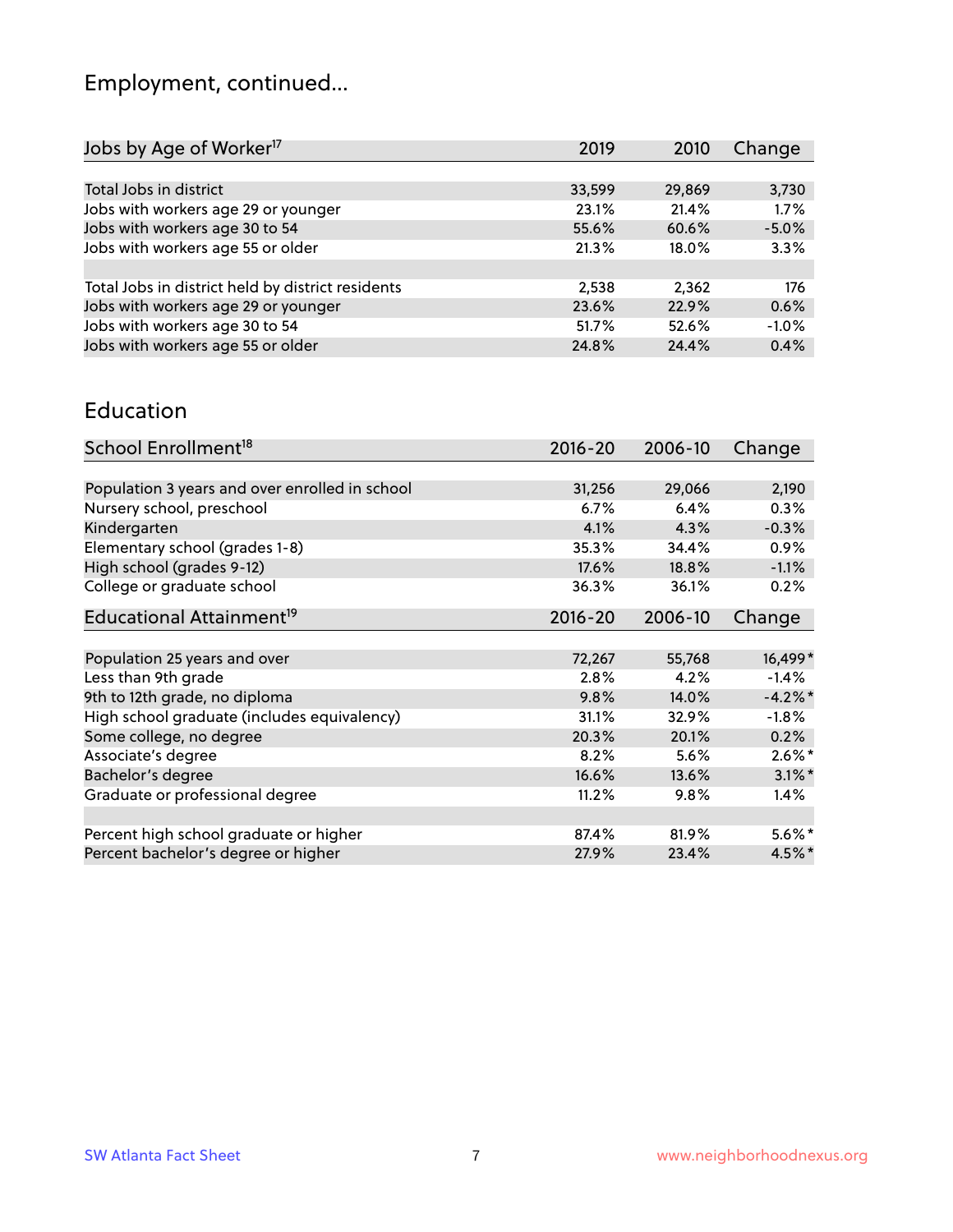## Employment, continued...

| Jobs by Age of Worker[17] | 2019 | 2010 | Change |
|---|---|---|---|
| Total Jobs in district | 33,599 | 29,869 | 3,730 |
| Jobs with workers age 29 or younger | 23.1% | 21.4% | 1.7% |
| Jobs with workers age 30 to 54 | 55.6% | 60.6% | -5.0% |
| Jobs with workers age 55 or older | 21.3% | 18.0% | 3.3% |
| | | | |
| Total Jobs in district held by district residents | 2,538 | 2,362 | 176 |
| Jobs with workers age 29 or younger | 23.6% | 22.9% | 0.6% |
| Jobs with workers age 30 to 54 | 51.7% | 52.6% | -1.0% |
| Jobs with workers age 55 or older | 24.8% | 24.4% | 0.4% |

## Education

| School Enrollment[18] | 2016-20 | 2006-10 | Change |
|---|---|---|---|
| Population 3 years and over enrolled in school | 31,256 | 29,066 | 2,190 |
| Nursery school, preschool | 6.7% | 6.4% | 0.3% |
| Kindergarten | 4.1% | 4.3% | -0.3% |
| Elementary school (grades 1-8) | 35.3% | 34.4% | 0.9% |
| High school (grades 9-12) | 17.6% | 18.8% | -1.1% |
| College or graduate school | 36.3% | 36.1% | 0.2% |

| Educational Attainment[19] | 2016-20 | 2006-10 | Change |
|---|---|---|---|
| Population 25 years and over | 72,267 | 55,768 | 16,499* |
| Less than 9th grade | 2.8% | 4.2% | -1.4% |
| 9th to 12th grade, no diploma | 9.8% | 14.0% | -4.2%* |
| High school graduate (includes equivalency) | 31.1% | 32.9% | -1.8% |
| Some college, no degree | 20.3% | 20.1% | 0.2% |
| Associate's degree | 8.2% | 5.6% | 2.6%* |
| Bachelor's degree | 16.6% | 13.6% | 3.1%* |
| Graduate or professional degree | 11.2% | 9.8% | 1.4% |
| | | | |
| Percent high school graduate or higher | 87.4% | 81.9% | 5.6%* |
| Percent bachelor's degree or higher | 27.9% | 23.4% | 4.5%* |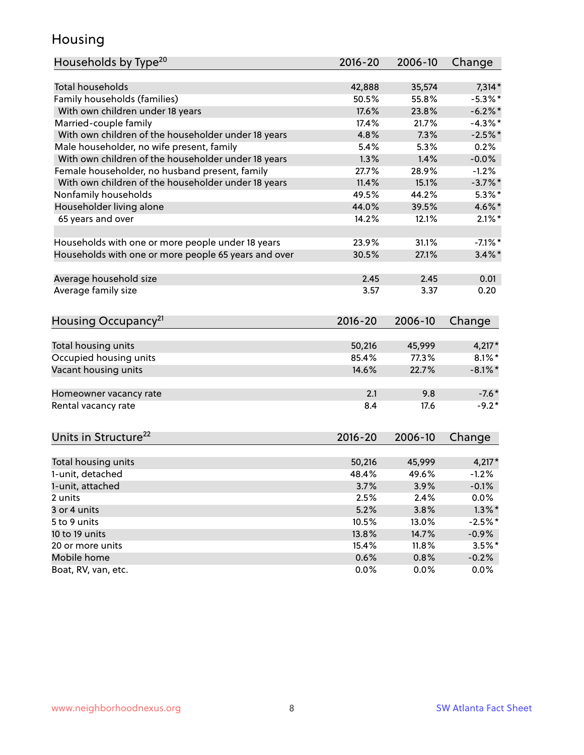# Housing

| Households by Type[20] | 2016-20 | 2006-10 | Change |
|---|---|---|---|
| Total households | 42,888 | 35,574 | 7,314* |
| Family households (families) | 50.5% | 55.8% | -5.3%* |
| With own children under 18 years | 17.6% | 23.8% | -6.2%* |
| Married-couple family | 17.4% | 21.7% | -4.3%* |
| With own children of the householder under 18 years | 4.8% | 7.3% | -2.5%* |
| Male householder, no wife present, family | 5.4% | 5.3% | 0.2% |
| With own children of the householder under 18 years | 1.3% | 1.4% | -0.0% |
| Female householder, no husband present, family | 27.7% | 28.9% | -1.2% |
| With own children of the householder under 18 years | 11.4% | 15.1% | -3.7%* |
| Nonfamily households | 49.5% | 44.2% | 5.3%* |
| Householder living alone | 44.0% | 39.5% | 4.6%* |
| 65 years and over | 14.2% | 12.1% | 2.1%* |
| | | | |
| Households with one or more people under 18 years | 23.9% | 31.1% | -7.1%* |
| Households with one or more people 65 years and over | 30.5% | 27.1% | 3.4%* |
| | | | |
| Average household size | 2.45 | 2.45 | 0.01 |
| Average family size | 3.57 | 3.37 | 0.20 |

| Housing Occupancy[21] | 2016-20 | 2006-10 | Change |
|---|---|---|---|
| Total housing units | 50,216 | 45,999 | 4,217* |
| Occupied housing units | 85.4% | 77.3% | 8.1%* |
| Vacant housing units | 14.6% | 22.7% | -8.1%* |
| | | | |
| Homeowner vacancy rate | 2.1 | 9.8 | -7.6* |
| Rental vacancy rate | 8.4 | 17.6 | -9.2* |

| Units in Structure[22] | 2016-20 | 2006-10 | Change |
|---|---|---|---|
| Total housing units | 50,216 | 45,999 | 4,217* |
| 1-unit, detached | 48.4% | 49.6% | -1.2% |
| 1-unit, attached | 3.7% | 3.9% | -0.1% |
| 2 units | 2.5% | 2.4% | 0.0% |
| 3 or 4 units | 5.2% | 3.8% | 1.3%* |
| 5 to 9 units | 10.5% | 13.0% | -2.5%* |
| 10 to 19 units | 13.8% | 14.7% | -0.9% |
| 20 or more units | 15.4% | 11.8% | 3.5%* |
| Mobile home | 0.6% | 0.8% | -0.2% |
| Boat, RV, van, etc. | 0.0% | 0.0% | 0.0% |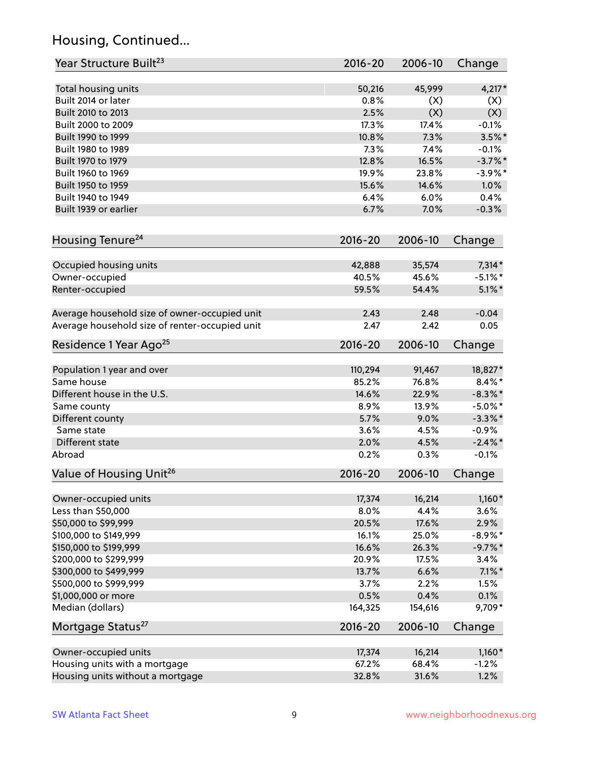## Housing, Continued...

| Year Structure Built[23] | 2016-20 | 2006-10 | Change |
|---|---|---|---|
| Total housing units | 50,216 | 45,999 | 4,217* |
| Built 2014 or later | 0.8% | (X) | (X) |
| Built 2010 to 2013 | 2.5% | (X) | (X) |
| Built 2000 to 2009 | 17.3% | 17.4% | -0.1% |
| Built 1990 to 1999 | 10.8% | 7.3% | 3.5%* |
| Built 1980 to 1989 | 7.3% | 7.4% | -0.1% |
| Built 1970 to 1979 | 12.8% | 16.5% | -3.7%* |
| Built 1960 to 1969 | 19.9% | 23.8% | -3.9%* |
| Built 1950 to 1959 | 15.6% | 14.6% | 1.0% |
| Built 1940 to 1949 | 6.4% | 6.0% | 0.4% |
| Built 1939 or earlier | 6.7% | 7.0% | -0.3% |

| Housing Tenure[24] | 2016-20 | 2006-10 | Change |
|---|---|---|---|
| Occupied housing units | 42,888 | 35,574 | 7,314* |
| Owner-occupied | 40.5% | 45.6% | -5.1%* |
| Renter-occupied | 59.5% | 54.4% | 5.1%* |
| Average household size of owner-occupied unit | 2.43 | 2.48 | -0.04 |
| Average household size of renter-occupied unit | 2.47 | 2.42 | 0.05 |

| Residence 1 Year Ago[25] | 2016-20 | 2006-10 | Change |
|---|---|---|---|
| Population 1 year and over | 110,294 | 91,467 | 18,827* |
| Same house | 85.2% | 76.8% | 8.4%* |
| Different house in the U.S. | 14.6% | 22.9% | -8.3%* |
| Same county | 8.9% | 13.9% | -5.0%* |
| Different county | 5.7% | 9.0% | -3.3%* |
| Same state | 3.6% | 4.5% | -0.9% |
| Different state | 2.0% | 4.5% | -2.4%* |
| Abroad | 0.2% | 0.3% | -0.1% |

| Value of Housing Unit[26] | 2016-20 | 2006-10 | Change |
|---|---|---|---|
| Owner-occupied units | 17,374 | 16,214 | 1,160* |
| Less than $50,000 | 8.0% | 4.4% | 3.6% |
| $50,000 to $99,999 | 20.5% | 17.6% | 2.9% |
| $100,000 to $149,999 | 16.1% | 25.0% | -8.9%* |
| $150,000 to $199,999 | 16.6% | 26.3% | -9.7%* |
| $200,000 to $299,999 | 20.9% | 17.5% | 3.4% |
| $300,000 to $499,999 | 13.7% | 6.6% | 7.1%* |
| $500,000 to $999,999 | 3.7% | 2.2% | 1.5% |
| $1,000,000 or more | 0.5% | 0.4% | 0.1% |
| Median (dollars) | 164,325 | 154,616 | 9,709* |

| Mortgage Status[27] | 2016-20 | 2006-10 | Change |
|---|---|---|---|
| Owner-occupied units | 17,374 | 16,214 | 1,160* |
| Housing units with a mortgage | 67.2% | 68.4% | -1.2% |
| Housing units without a mortgage | 32.8% | 31.6% | 1.2% |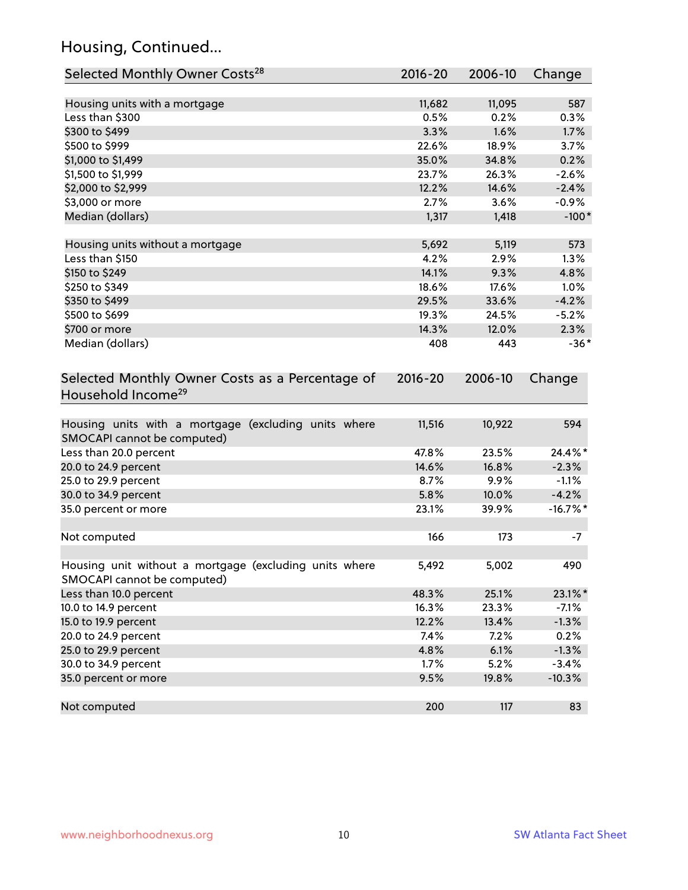## Housing, Continued...

| Selected Monthly Owner Costs[28] | 2016-20 | 2006-10 | Change |
|---|---|---|---|
| Housing units with a mortgage | 11,682 | 11,095 | 587 |
| Less than $300 | 0.5% | 0.2% | 0.3% |
| $300 to $499 | 3.3% | 1.6% | 1.7% |
| $500 to $999 | 22.6% | 18.9% | 3.7% |
| $1,000 to $1,499 | 35.0% | 34.8% | 0.2% |
| $1,500 to $1,999 | 23.7% | 26.3% | -2.6% |
| $2,000 to $2,999 | 12.2% | 14.6% | -2.4% |
| $3,000 or more | 2.7% | 3.6% | -0.9% |
| Median (dollars) | 1,317 | 1,418 | -100* |
| | | | |
| Housing units without a mortgage | 5,692 | 5,119 | 573 |
| Less than $150 | 4.2% | 2.9% | 1.3% |
| $150 to $249 | 14.1% | 9.3% | 4.8% |
| $250 to $349 | 18.6% | 17.6% | 1.0% |
| $350 to $499 | 29.5% | 33.6% | -4.2% |
| $500 to $699 | 19.3% | 24.5% | -5.2% |
| $700 or more | 14.3% | 12.0% | 2.3% |
| Median (dollars) | 408 | 443 | -36* |

| Selected Monthly Owner Costs as a Percentage of Household Income[29] | 2016-20 | 2006-10 | Change |
|---|---|---|---|
| Housing units with a mortgage (excluding units where SMOCAPI cannot be computed) | 11,516 | 10,922 | 594 |
| Less than 20.0 percent | 47.8% | 23.5% | 24.4%* |
| 20.0 to 24.9 percent | 14.6% | 16.8% | -2.3% |
| 25.0 to 29.9 percent | 8.7% | 9.9% | -1.1% |
| 30.0 to 34.9 percent | 5.8% | 10.0% | -4.2% |
| 35.0 percent or more | 23.1% | 39.9% | -16.7%* |
| | | | |
| Not computed | 166 | 173 | -7 |
| | | | |
| Housing unit without a mortgage (excluding units where SMOCAPI cannot be computed) | 5,492 | 5,002 | 490 |
| Less than 10.0 percent | 48.3% | 25.1% | 23.1%* |
| 10.0 to 14.9 percent | 16.3% | 23.3% | -7.1% |
| 15.0 to 19.9 percent | 12.2% | 13.4% | -1.3% |
| 20.0 to 24.9 percent | 7.4% | 7.2% | 0.2% |
| 25.0 to 29.9 percent | 4.8% | 6.1% | -1.3% |
| 30.0 to 34.9 percent | 1.7% | 5.2% | -3.4% |
| 35.0 percent or more | 9.5% | 19.8% | -10.3% |
| | | | |
| Not computed | 200 | 117 | 83 |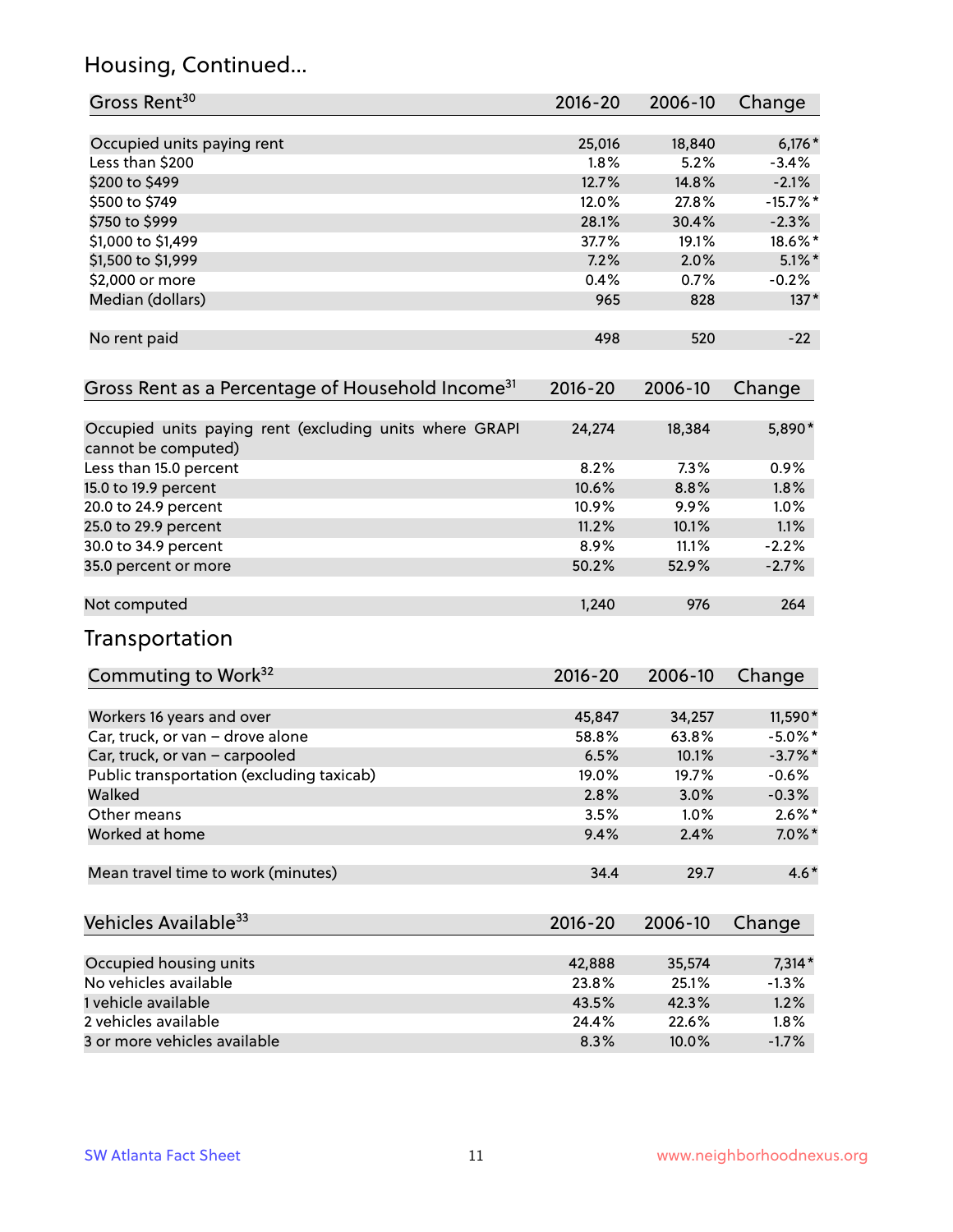## Housing, Continued...

| Gross Rent[30] | 2016-20 | 2006-10 | Change |
|---|---|---|---|
| Occupied units paying rent | 25,016 | 18,840 | 6,176* |
| Less than $200 | 1.8% | 5.2% | -3.4% |
| $200 to $499 | 12.7% | 14.8% | -2.1% |
| $500 to $749 | 12.0% | 27.8% | -15.7%* |
| $750 to $999 | 28.1% | 30.4% | -2.3% |
| $1,000 to $1,499 | 37.7% | 19.1% | 18.6%* |
| $1,500 to $1,999 | 7.2% | 2.0% | 5.1%* |
| $2,000 or more | 0.4% | 0.7% | -0.2% |
| Median (dollars) | 965 | 828 | 137* |
| No rent paid | 498 | 520 | -22 |

| Gross Rent as a Percentage of Household Income[31] | 2016-20 | 2006-10 | Change |
|---|---|---|---|
| Occupied units paying rent (excluding units where GRAPI cannot be computed) | 24,274 | 18,384 | 5,890* |
| Less than 15.0 percent | 8.2% | 7.3% | 0.9% |
| 15.0 to 19.9 percent | 10.6% | 8.8% | 1.8% |
| 20.0 to 24.9 percent | 10.9% | 9.9% | 1.0% |
| 25.0 to 29.9 percent | 11.2% | 10.1% | 1.1% |
| 30.0 to 34.9 percent | 8.9% | 11.1% | -2.2% |
| 35.0 percent or more | 50.2% | 52.9% | -2.7% |
| Not computed | 1,240 | 976 | 264 |

## Transportation

| Commuting to Work[32] | 2016-20 | 2006-10 | Change |
|---|---|---|---|
| Workers 16 years and over | 45,847 | 34,257 | 11,590* |
| Car, truck, or van – drove alone | 58.8% | 63.8% | -5.0%* |
| Car, truck, or van – carpooled | 6.5% | 10.1% | -3.7%* |
| Public transportation (excluding taxicab) | 19.0% | 19.7% | -0.6% |
| Walked | 2.8% | 3.0% | -0.3% |
| Other means | 3.5% | 1.0% | 2.6%* |
| Worked at home | 9.4% | 2.4% | 7.0%* |
| Mean travel time to work (minutes) | 34.4 | 29.7 | 4.6* |

| Vehicles Available[33] | 2016-20 | 2006-10 | Change |
|---|---|---|---|
| Occupied housing units | 42,888 | 35,574 | 7,314* |
| No vehicles available | 23.8% | 25.1% | -1.3% |
| 1 vehicle available | 43.5% | 42.3% | 1.2% |
| 2 vehicles available | 24.4% | 22.6% | 1.8% |
| 3 or more vehicles available | 8.3% | 10.0% | -1.7% |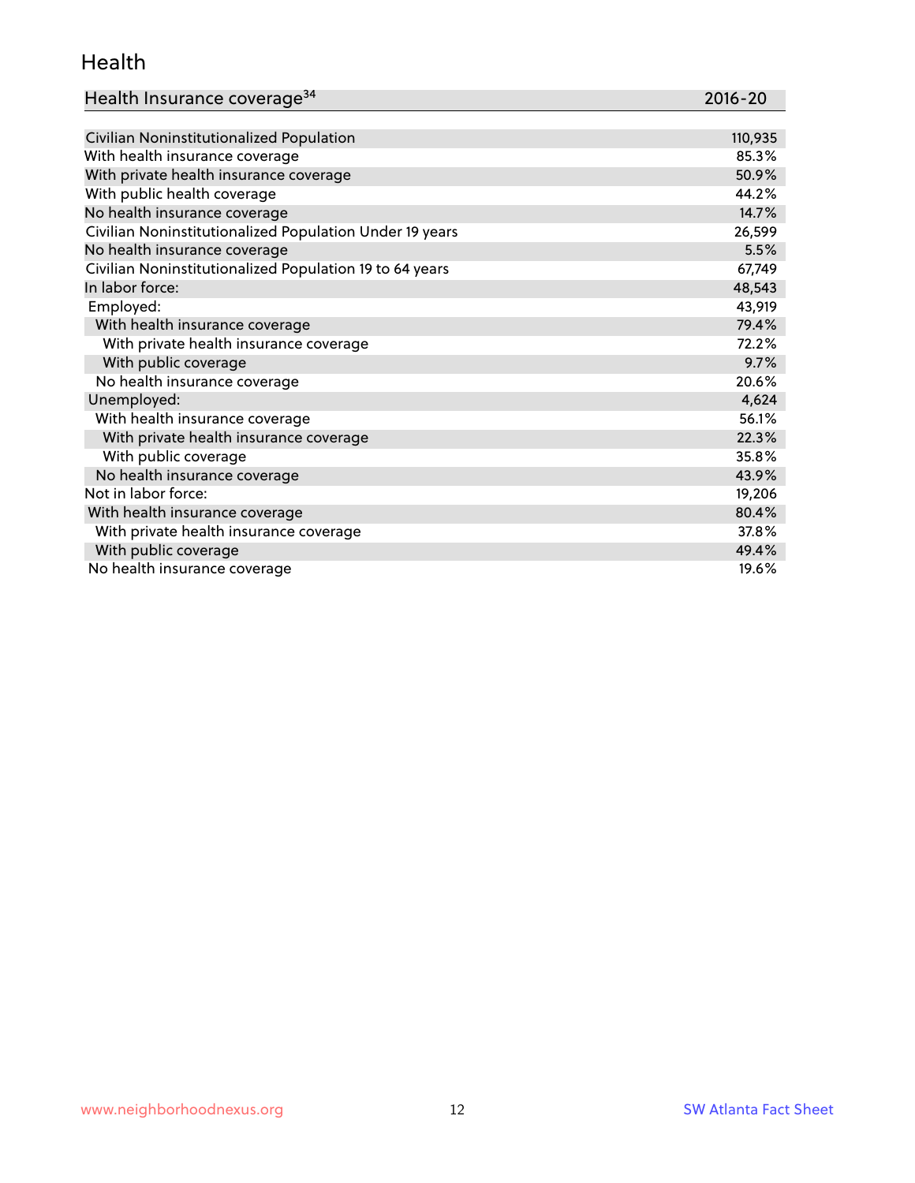## Health

| Health Insurance coverage[34] | 2016-20 |
|---|---|
| Civilian Noninstitutionalized Population | 110,935 |
| With health insurance coverage | 85.3% |
| With private health insurance coverage | 50.9% |
| With public health coverage | 44.2% |
| No health insurance coverage | 14.7% |
| Civilian Noninstitutionalized Population Under 19 years | 26,599 |
| No health insurance coverage | 5.5% |
| Civilian Noninstitutionalized Population 19 to 64 years | 67,749 |
| In labor force: | 48,543 |
| Employed: | 43,919 |
| With health insurance coverage | 79.4% |
| With private health insurance coverage | 72.2% |
| With public coverage | 9.7% |
| No health insurance coverage | 20.6% |
| Unemployed: | 4,624 |
| With health insurance coverage | 56.1% |
| With private health insurance coverage | 22.3% |
| With public coverage | 35.8% |
| No health insurance coverage | 43.9% |
| Not in labor force: | 19,206 |
| With health insurance coverage | 80.4% |
| With private health insurance coverage | 37.8% |
| With public coverage | 49.4% |
| No health insurance coverage | 19.6% |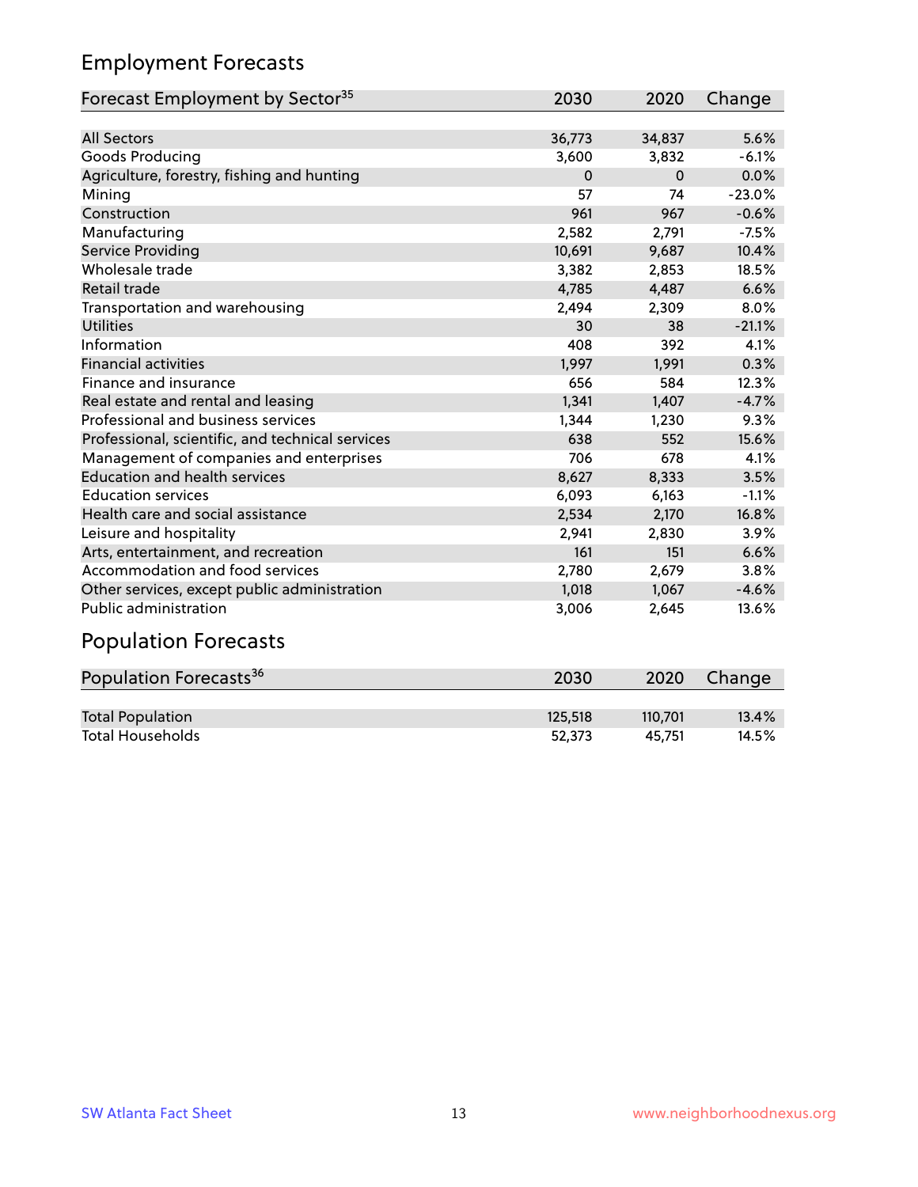## Employment Forecasts

| Forecast Employment by Sector[35] | 2030 | 2020 | Change |
|---|---|---|---|
| All Sectors | 36,773 | 34,837 | 5.6% |
| Goods Producing | 3,600 | 3,832 | -6.1% |
| Agriculture, forestry, fishing and hunting | 0 | 0 | 0.0% |
| Mining | 57 | 74 | -23.0% |
| Construction | 961 | 967 | -0.6% |
| Manufacturing | 2,582 | 2,791 | -7.5% |
| Service Providing | 10,691 | 9,687 | 10.4% |
| Wholesale trade | 3,382 | 2,853 | 18.5% |
| Retail trade | 4,785 | 4,487 | 6.6% |
| Transportation and warehousing | 2,494 | 2,309 | 8.0% |
| Utilities | 30 | 38 | -21.1% |
| Information | 408 | 392 | 4.1% |
| Financial activities | 1,997 | 1,991 | 0.3% |
| Finance and insurance | 656 | 584 | 12.3% |
| Real estate and rental and leasing | 1,341 | 1,407 | -4.7% |
| Professional and business services | 1,344 | 1,230 | 9.3% |
| Professional, scientific, and technical services | 638 | 552 | 15.6% |
| Management of companies and enterprises | 706 | 678 | 4.1% |
| Education and health services | 8,627 | 8,333 | 3.5% |
| Education services | 6,093 | 6,163 | -1.1% |
| Health care and social assistance | 2,534 | 2,170 | 16.8% |
| Leisure and hospitality | 2,941 | 2,830 | 3.9% |
| Arts, entertainment, and recreation | 161 | 151 | 6.6% |
| Accommodation and food services | 2,780 | 2,679 | 3.8% |
| Other services, except public administration | 1,018 | 1,067 | -4.6% |
| Public administration | 3,006 | 2,645 | 13.6% |

## Population Forecasts

| Population Forecasts[36] | 2030 | 2020 | Change |
|---|---|---|---|
| Total Population | 125,518 | 110,701 | 13.4% |
| Total Households | 52,373 | 45,751 | 14.5% |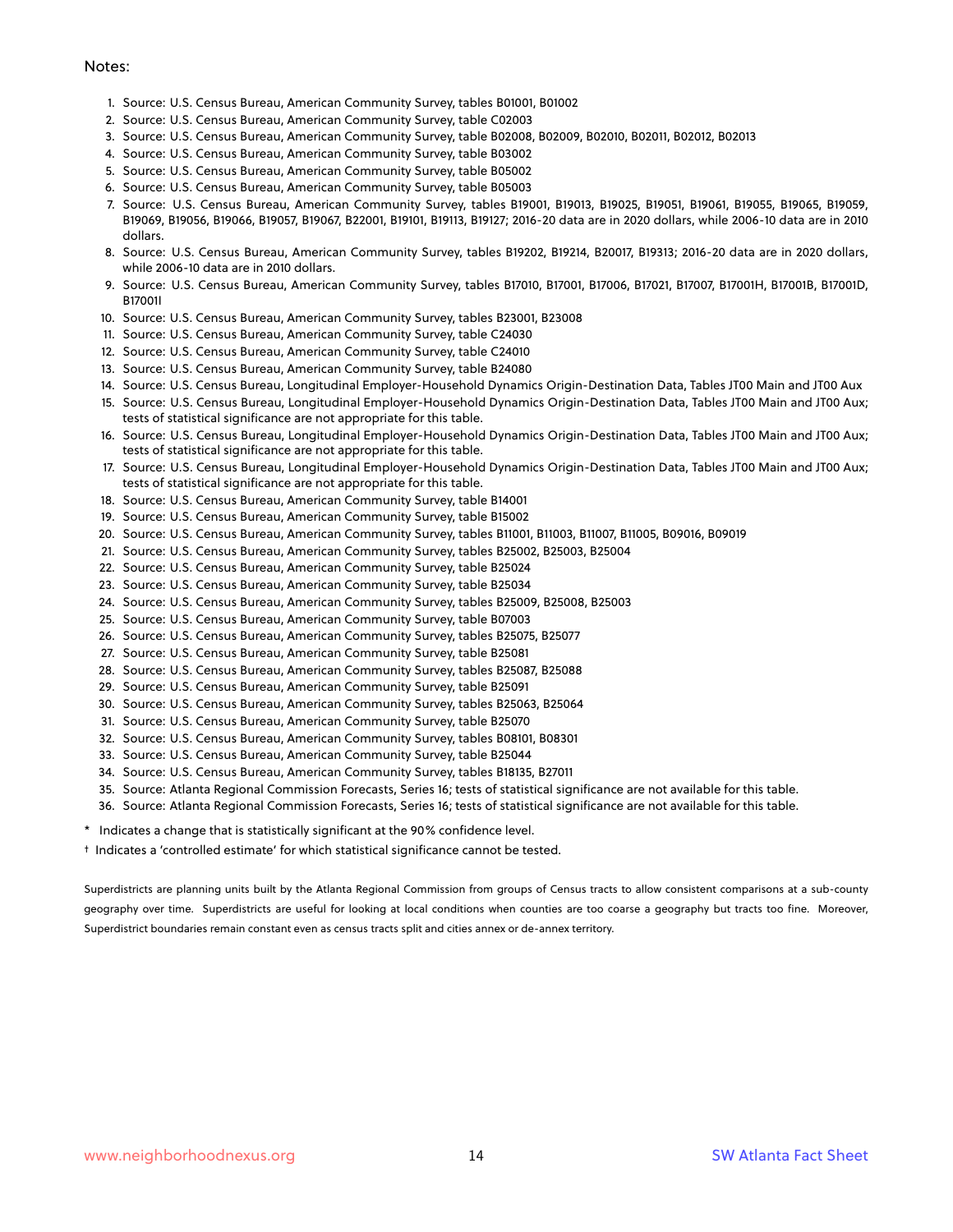Notes:

1. Source: U.S. Census Bureau, American Community Survey, tables B01001, B01002
2. Source: U.S. Census Bureau, American Community Survey, table C02003
3. Source: U.S. Census Bureau, American Community Survey, table B02008, B02009, B02010, B02011, B02012, B02013
4. Source: U.S. Census Bureau, American Community Survey, table B03002
5. Source: U.S. Census Bureau, American Community Survey, table B05002
6. Source: U.S. Census Bureau, American Community Survey, table B05003
7. Source: U.S. Census Bureau, American Community Survey, tables B19001, B19013, B19025, B19051, B19061, B19055, B19065, B19059, B19069, B19056, B19066, B19057, B19067, B22001, B19101, B19113, B19127; 2016-20 data are in 2020 dollars, while 2006-10 data are in 2010 dollars.
8. Source: U.S. Census Bureau, American Community Survey, tables B19202, B19214, B20017, B19313; 2016-20 data are in 2020 dollars, while 2006-10 data are in 2010 dollars.
9. Source: U.S. Census Bureau, American Community Survey, tables B17010, B17001, B17006, B17021, B17007, B17001H, B17001B, B17001D, B17001I
10. Source: U.S. Census Bureau, American Community Survey, tables B23001, B23008
11. Source: U.S. Census Bureau, American Community Survey, table C24030
12. Source: U.S. Census Bureau, American Community Survey, table C24010
13. Source: U.S. Census Bureau, American Community Survey, table B24080
14. Source: U.S. Census Bureau, Longitudinal Employer-Household Dynamics Origin-Destination Data, Tables JT00 Main and JT00 Aux
15. Source: U.S. Census Bureau, Longitudinal Employer-Household Dynamics Origin-Destination Data, Tables JT00 Main and JT00 Aux; tests of statistical significance are not appropriate for this table.
16. Source: U.S. Census Bureau, Longitudinal Employer-Household Dynamics Origin-Destination Data, Tables JT00 Main and JT00 Aux; tests of statistical significance are not appropriate for this table.
17. Source: U.S. Census Bureau, Longitudinal Employer-Household Dynamics Origin-Destination Data, Tables JT00 Main and JT00 Aux; tests of statistical significance are not appropriate for this table.
18. Source: U.S. Census Bureau, American Community Survey, table B14001
19. Source: U.S. Census Bureau, American Community Survey, table B15002
20. Source: U.S. Census Bureau, American Community Survey, tables B11001, B11003, B11007, B11005, B09016, B09019
21. Source: U.S. Census Bureau, American Community Survey, tables B25002, B25003, B25004
22. Source: U.S. Census Bureau, American Community Survey, table B25024
23. Source: U.S. Census Bureau, American Community Survey, table B25034
24. Source: U.S. Census Bureau, American Community Survey, tables B25009, B25008, B25003
25. Source: U.S. Census Bureau, American Community Survey, table B07003
26. Source: U.S. Census Bureau, American Community Survey, tables B25075, B25077
27. Source: U.S. Census Bureau, American Community Survey, table B25081
28. Source: U.S. Census Bureau, American Community Survey, tables B25087, B25088
29. Source: U.S. Census Bureau, American Community Survey, table B25091
30. Source: U.S. Census Bureau, American Community Survey, tables B25063, B25064
31. Source: U.S. Census Bureau, American Community Survey, table B25070
32. Source: U.S. Census Bureau, American Community Survey, tables B08101, B08301
33. Source: U.S. Census Bureau, American Community Survey, table B25044
34. Source: U.S. Census Bureau, American Community Survey, tables B18135, B27011
35. Source: Atlanta Regional Commission Forecasts, Series 16; tests of statistical significance are not available for this table.
36. Source: Atlanta Regional Commission Forecasts, Series 16; tests of statistical significance are not available for this table.

\* Indicates a change that is statistically significant at the 90% confidence level.

† Indicates a 'controlled estimate' for which statistical significance cannot be tested.

Superdistricts are planning units built by the Atlanta Regional Commission from groups of Census tracts to allow consistent comparisons at a sub-county geography over time. Superdistricts are useful for looking at local conditions when counties are too coarse a geography but tracts too fine. Moreover, Superdistrict boundaries remain constant even as census tracts split and cities annex or de-annex territory.